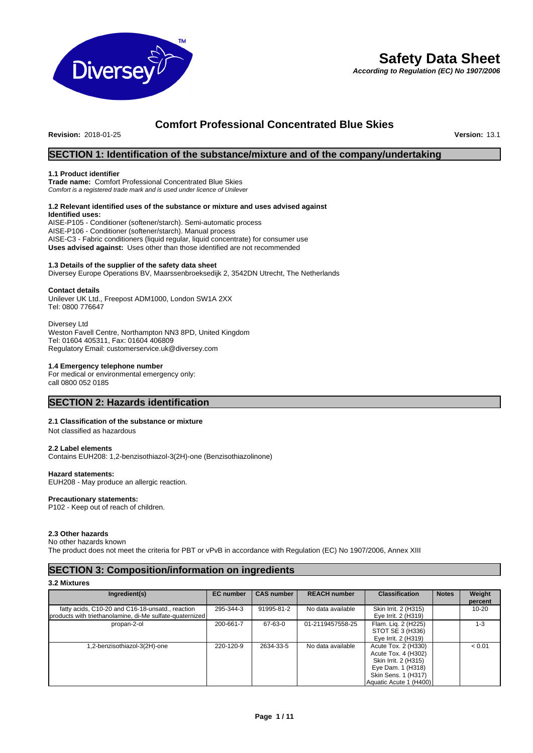# Safety Data Sheet

***According to Regulation (EC) No 1907/2006***

## Comfort Professional Concentrated Blue Skies

**Revision:** 2018-01-25 **Version:** 13.1

## SECTION 1: Identification of the substance/mixture and of the company/undertaking

### 1.1 Product identifier

**Trade name:** Comfort Professional Concentrated Blue Skies
*Comfort is a registered trade mark and is used under licence of Unilever*

### 1.2 Relevant identified uses of the substance or mixture and uses advised against

**Identified uses:**
AISE-P105 - Conditioner (softener/starch). Semi-automatic process
AISE-P106 - Conditioner (softener/starch). Manual process
AISE-C3 - Fabric conditioners (liquid regular, liquid concentrate) for consumer use
**Uses advised against:** Uses other than those identified are not recommended

### 1.3 Details of the supplier of the safety data sheet

Diversey Europe Operations BV, Maarssenbroeksedijk 2, 3542DN Utrecht, The Netherlands

**Contact details**
Unilever UK Ltd., Freepost ADM1000, London SW1A 2XX
Tel: 0800 776647

Diversey Ltd
Weston Favell Centre, Northampton NN3 8PD, United Kingdom
Tel: 01604 405311, Fax: 01604 406809
Regulatory Email: customerservice.uk@diversey.com

### 1.4 Emergency telephone number

For medical or environmental emergency only:
call 0800 052 0185

## SECTION 2: Hazards identification

### 2.1 Classification of the substance or mixture

Not classified as hazardous

### 2.2 Label elements

Contains EUH208: 1,2-benzisothiazol-3(2H)-one (Benzisothiazolinone)

**Hazard statements:**
EUH208 - May produce an allergic reaction.

**Precautionary statements:**
P102 - Keep out of reach of children.

### 2.3 Other hazards

No other hazards known
The product does not meet the criteria for PBT or vPvB in accordance with Regulation (EC) No 1907/2006, Annex XIII

## SECTION 3: Composition/information on ingredients

### 3.2 Mixtures

| Ingredient(s) | EC number | CAS number | REACH number | Classification | Notes | Weight percent |
|---|---|---|---|---|---|---|
| fatty acids, C10-20 and C16-18-unsatd., reaction products with triethanolamine, di-Me sulfate-quaternized | 295-344-3 | 91995-81-2 | No data available | Skin Irrit. 2 (H315)<br>Eye Irrit. 2 (H319) | | 10-20 |
| propan-2-ol | 200-661-7 | 67-63-0 | 01-2119457558-25 | Flam. Liq. 2 (H225)<br>STOT SE 3 (H336)<br>Eye Irrit. 2 (H319) | | 1-3 |
| 1,2-benzisothiazol-3(2H)-one | 220-120-9 | 2634-33-5 | No data available | Acute Tox. 2 (H330)<br>Acute Tox. 4 (H302)<br>Skin Irrit. 2 (H315)<br>Eye Dam. 1 (H318)<br>Skin Sens. 1 (H317)<br>Aquatic Acute 1 (H400) | | < 0.01 |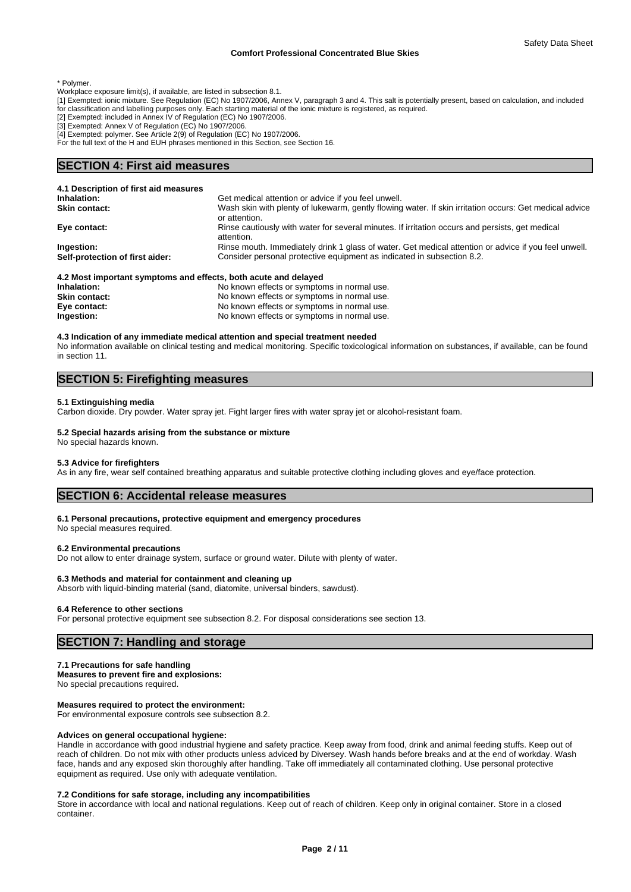\* Polymer.

Workplace exposure limit(s), if available, are listed in subsection 8.1.

[1] Exempted: ionic mixture. See Regulation (EC) No 1907/2006, Annex V, paragraph 3 and 4. This salt is potentially present, based on calculation, and included for classification and labelling purposes only. Each starting material of the ionic mixture is registered, as required.

[2] Exempted: included in Annex IV of Regulation (EC) No 1907/2006.

[3] Exempted: Annex V of Regulation (EC) No 1907/2006.

[4] Exempted: polymer. See Article 2(9) of Regulation (EC) No 1907/2006.

For the full text of the H and EUH phrases mentioned in this Section, see Section 16.

## SECTION 4: First aid measures

### 4.1 Description of first aid measures

**Inhalation:** Get medical attention or advice if you feel unwell.

**Skin contact:** Wash skin with plenty of lukewarm, gently flowing water. If skin irritation occurs: Get medical advice or attention.

**Eye contact:** Rinse cautiously with water for several minutes. If irritation occurs and persists, get medical attention.

**Ingestion:** Rinse mouth. Immediately drink 1 glass of water. Get medical attention or advice if you feel unwell.

**Self-protection of first aider:** Consider personal protective equipment as indicated in subsection 8.2.

### 4.2 Most important symptoms and effects, both acute and delayed

**Inhalation:** No known effects or symptoms in normal use.

**Skin contact:** No known effects or symptoms in normal use.

**Eye contact:** No known effects or symptoms in normal use.

**Ingestion:** No known effects or symptoms in normal use.

### 4.3 Indication of any immediate medical attention and special treatment needed

No information available on clinical testing and medical monitoring. Specific toxicological information on substances, if available, can be found in section 11.

## SECTION 5: Firefighting measures

### 5.1 Extinguishing media

Carbon dioxide. Dry powder. Water spray jet. Fight larger fires with water spray jet or alcohol-resistant foam.

### 5.2 Special hazards arising from the substance or mixture

No special hazards known.

### 5.3 Advice for firefighters

As in any fire, wear self contained breathing apparatus and suitable protective clothing including gloves and eye/face protection.

## SECTION 6: Accidental release measures

### 6.1 Personal precautions, protective equipment and emergency procedures

No special measures required.

### 6.2 Environmental precautions

Do not allow to enter drainage system, surface or ground water. Dilute with plenty of water.

### 6.3 Methods and material for containment and cleaning up

Absorb with liquid-binding material (sand, diatomite, universal binders, sawdust).

### 6.4 Reference to other sections

For personal protective equipment see subsection 8.2. For disposal considerations see section 13.

## SECTION 7: Handling and storage

### 7.1 Precautions for safe handling

**Measures to prevent fire and explosions:**

No special precautions required.

**Measures required to protect the environment:**

For environmental exposure controls see subsection 8.2.

**Advices on general occupational hygiene:**

Handle in accordance with good industrial hygiene and safety practice. Keep away from food, drink and animal feeding stuffs. Keep out of reach of children. Do not mix with other products unless adviced by Diversey. Wash hands before breaks and at the end of workday. Wash face, hands and any exposed skin thoroughly after handling. Take off immediately all contaminated clothing. Use personal protective equipment as required. Use only with adequate ventilation.

### 7.2 Conditions for safe storage, including any incompatibilities

Store in accordance with local and national regulations. Keep out of reach of children. Keep only in original container. Store in a closed container.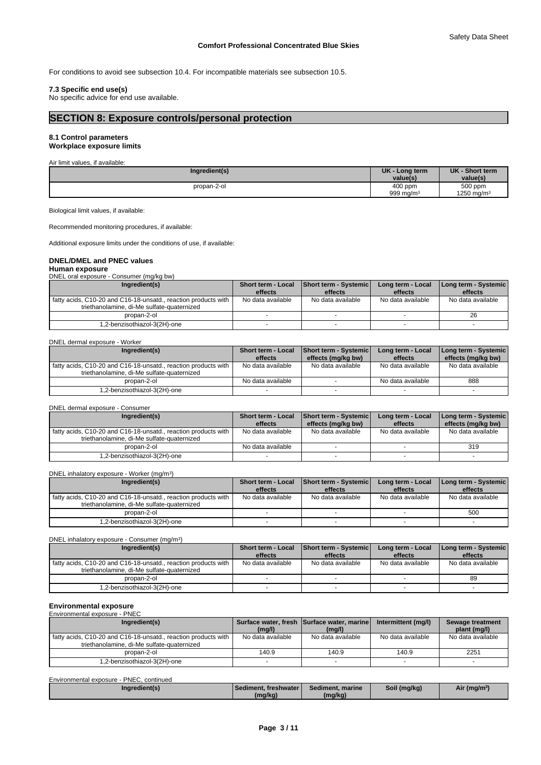For conditions to avoid see subsection 10.4. For incompatible materials see subsection 10.5.

**7.3 Specific end use(s)**
No specific advice for end use available.

## SECTION 8: Exposure controls/personal protection

**8.1 Control parameters**
**Workplace exposure limits**

Air limit values, if available:

| Ingredient(s) | UK - Long term value(s) | UK - Short term value(s) |
|---|---|---|
| propan-2-ol | 400 ppm 999 mg/m³ | 500 ppm 1250 mg/m³ |

Biological limit values, if available:

Recommended monitoring procedures, if available:

Additional exposure limits under the conditions of use, if available:

**DNEL/DMEL and PNEC values**
**Human exposure**
DNEL oral exposure - Consumer (mg/kg bw)

| Ingredient(s) | Short term - Local effects | Short term - Systemic effects | Long term - Local effects | Long term - Systemic effects |
|---|---|---|---|---|
| fatty acids, C10-20 and C16-18-unsatd., reaction products with triethanolamine, di-Me sulfate-quaternized | No data available | No data available | No data available | No data available |
| propan-2-ol | - | - | - | 26 |
| 1,2-benzisothiazol-3(2H)-one | - | - | - | - |

DNEL dermal exposure - Worker

| Ingredient(s) | Short term - Local effects | Short term - Systemic effects (mg/kg bw) | Long term - Local effects | Long term - Systemic effects (mg/kg bw) |
|---|---|---|---|---|
| fatty acids, C10-20 and C16-18-unsatd., reaction products with triethanolamine, di-Me sulfate-quaternized | No data available | No data available | No data available | No data available |
| propan-2-ol | No data available | - | No data available | 888 |
| 1,2-benzisothiazol-3(2H)-one | - | - | - | - |

DNEL dermal exposure - Consumer

| Ingredient(s) | Short term - Local effects | Short term - Systemic effects (mg/kg bw) | Long term - Local effects | Long term - Systemic effects (mg/kg bw) |
|---|---|---|---|---|
| fatty acids, C10-20 and C16-18-unsatd., reaction products with triethanolamine, di-Me sulfate-quaternized | No data available | No data available | No data available | No data available |
| propan-2-ol | No data available | - | - | 319 |
| 1,2-benzisothiazol-3(2H)-one | - | - | - | - |

DNEL inhalatory exposure - Worker (mg/m³)

| Ingredient(s) | Short term - Local effects | Short term - Systemic effects | Long term - Local effects | Long term - Systemic effects |
|---|---|---|---|---|
| fatty acids, C10-20 and C16-18-unsatd., reaction products with triethanolamine, di-Me sulfate-quaternized | No data available | No data available | No data available | No data available |
| propan-2-ol | - | - | - | 500 |
| 1,2-benzisothiazol-3(2H)-one | - | - | - | - |

DNEL inhalatory exposure - Consumer (mg/m³)

| Ingredient(s) | Short term - Local effects | Short term - Systemic effects | Long term - Local effects | Long term - Systemic effects |
|---|---|---|---|---|
| fatty acids, C10-20 and C16-18-unsatd., reaction products with triethanolamine, di-Me sulfate-quaternized | No data available | No data available | No data available | No data available |
| propan-2-ol | - | - | - | 89 |
| 1,2-benzisothiazol-3(2H)-one | - | - | - | - |

**Environmental exposure**
Environmental exposure - PNEC

| Ingredient(s) | Surface water, fresh (mg/l) | Surface water, marine (mg/l) | Intermittent (mg/l) | Sewage treatment plant (mg/l) |
|---|---|---|---|---|
| fatty acids, C10-20 and C16-18-unsatd., reaction products with triethanolamine, di-Me sulfate-quaternized | No data available | No data available | No data available | No data available |
| propan-2-ol | 140.9 | 140.9 | 140.9 | 2251 |
| 1,2-benzisothiazol-3(2H)-one | - | - | - | - |

Environmental exposure - PNEC, continued

| Ingredient(s) | Sediment, freshwater (mg/kg) | Sediment, marine (mg/kg) | Soil (mg/kg) | Air (mg/m³) |
|---|---|---|---|---|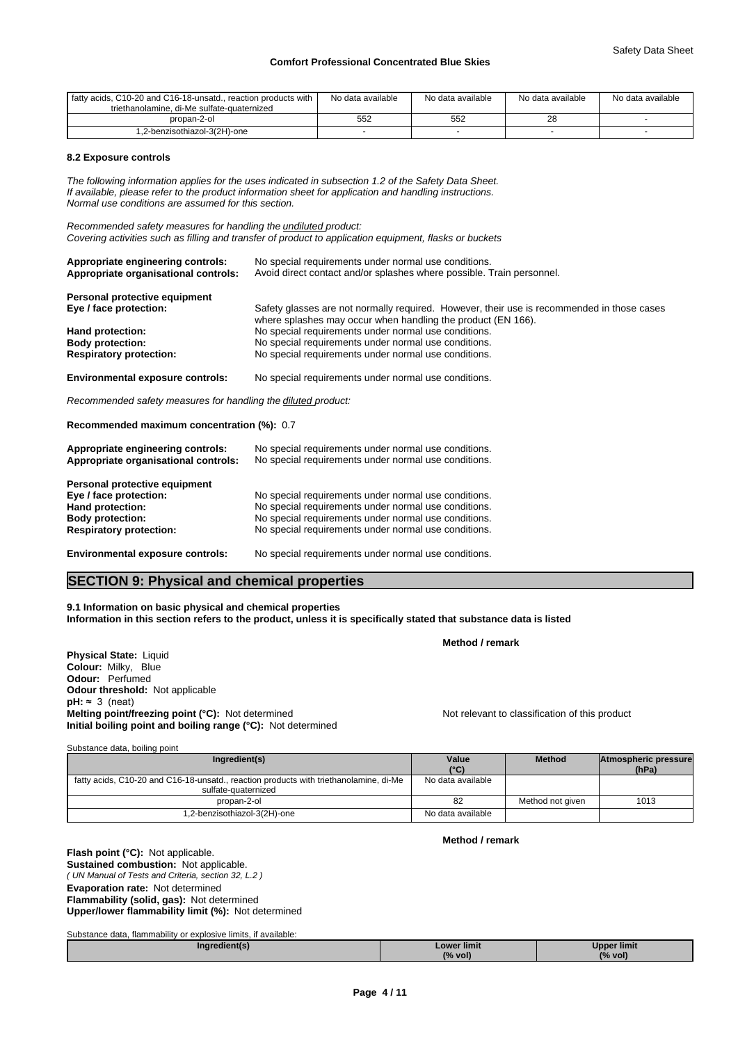| fatty acids, C10-20 and C16-18-unsatd., reaction products with triethanolamine, di-Me sulfate-quaternized | No data available | No data available | No data available | No data available |
|---|---|---|---|---|
| propan-2-ol | 552 | 552 | 28 | - |
| 1,2-benzisothiazol-3(2H)-one | - | - | - | - |

### 8.2 Exposure controls

*The following information applies for the uses indicated in subsection 1.2 of the Safety Data Sheet.*
*If available, please refer to the product information sheet for application and handling instructions.*
*Normal use conditions are assumed for this section.*

*Recommended safety measures for handling the undiluted product:*
*Covering activities such as filling and transfer of product to application equipment, flasks or buckets*

**Appropriate engineering controls:** No special requirements under normal use conditions.
**Appropriate organisational controls:** Avoid direct contact and/or splashes where possible. Train personnel.

**Personal protective equipment**
**Eye / face protection:** Safety glasses are not normally required. However, their use is recommended in those cases where splashes may occur when handling the product (EN 166).
**Hand protection:** No special requirements under normal use conditions.
**Body protection:** No special requirements under normal use conditions.
**Respiratory protection:** No special requirements under normal use conditions.

**Environmental exposure controls:** No special requirements under normal use conditions.

*Recommended safety measures for handling the diluted product:*

**Recommended maximum concentration (%):** 0.7

**Appropriate engineering controls:** No special requirements under normal use conditions.
**Appropriate organisational controls:** No special requirements under normal use conditions.

**Personal protective equipment**
**Eye / face protection:** No special requirements under normal use conditions.
**Hand protection:** No special requirements under normal use conditions.
**Body protection:** No special requirements under normal use conditions.
**Respiratory protection:** No special requirements under normal use conditions.

**Environmental exposure controls:** No special requirements under normal use conditions.

## SECTION 9: Physical and chemical properties

**9.1 Information on basic physical and chemical properties**
**Information in this section refers to the product, unless it is specifically stated that substance data is listed**

**Method / remark**

**Physical State:** Liquid
**Colour:** Milky, Blue
**Odour:** Perfumed
**Odour threshold:** Not applicable
**pH:** ≈ 3 (neat)
**Melting point/freezing point (°C):** Not determined — Not relevant to classification of this product
**Initial boiling point and boiling range (°C):** Not determined

Substance data, boiling point

| Ingredient(s) | Value (°C) | Method | Atmospheric pressure (hPa) |
|---|---|---|---|
| fatty acids, C10-20 and C16-18-unsatd., reaction products with triethanolamine, di-Me sulfate-quaternized | No data available | | |
| propan-2-ol | 82 | Method not given | 1013 |
| 1,2-benzisothiazol-3(2H)-one | No data available | | |

**Method / remark**

**Flash point (°C):** Not applicable.
**Sustained combustion:** Not applicable.
*( UN Manual of Tests and Criteria, section 32, L.2 )*
**Evaporation rate:** Not determined
**Flammability (solid, gas):** Not determined
**Upper/lower flammability limit (%):** Not determined

Substance data, flammability or explosive limits, if available:

| Ingredient(s) | Lower limit (% vol) | Upper limit (% vol) |
|---|---|---|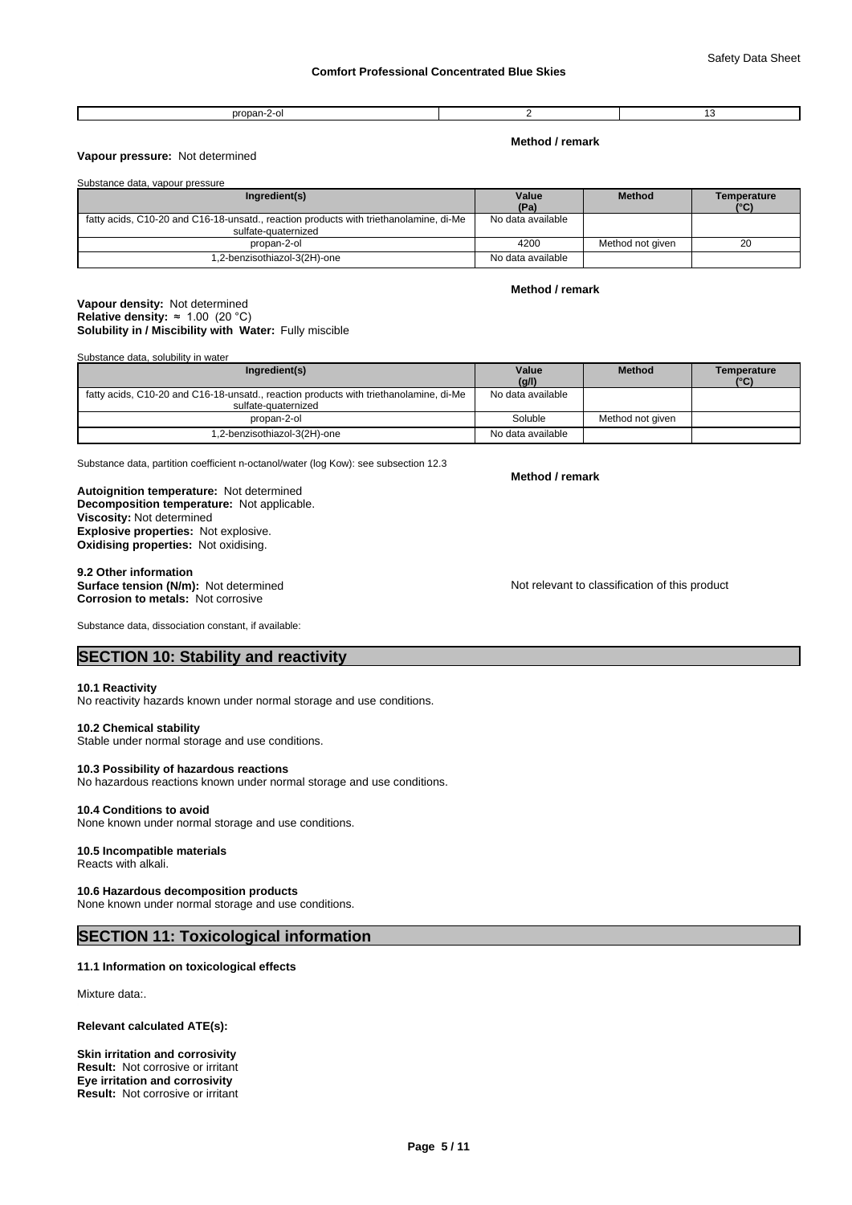| propan-2-ol | 2 | 13 |
|---|---|---|

**Method / remark**

**Vapour pressure:** Not determined

Substance data, vapour pressure

| Ingredient(s) | Value (Pa) | Method | Temperature (°C) |
|---|---|---|---|
| fatty acids, C10-20 and C16-18-unsatd., reaction products with triethanolamine, di-Me sulfate-quaternized | No data available | | |
| propan-2-ol | 4200 | Method not given | 20 |
| 1,2-benzisothiazol-3(2H)-one | No data available | | |

**Method / remark**

**Vapour density:** Not determined
**Relative density:** ≈ 1.00 (20 °C)
**Solubility in / Miscibility with Water:** Fully miscible

Substance data, solubility in water

| Ingredient(s) | Value (g/l) | Method | Temperature (°C) |
|---|---|---|---|
| fatty acids, C10-20 and C16-18-unsatd., reaction products with triethanolamine, di-Me sulfate-quaternized | No data available | | |
| propan-2-ol | Soluble | Method not given | |
| 1,2-benzisothiazol-3(2H)-one | No data available | | |

Substance data, partition coefficient n-octanol/water (log Kow): see subsection 12.3

**Method / remark**

**Autoignition temperature:** Not determined
**Decomposition temperature:** Not applicable.
**Viscosity:** Not determined
**Explosive properties:** Not explosive.
**Oxidising properties:** Not oxidising.

**9.2 Other information**
**Surface tension (N/m):** Not determined
**Corrosion to metals:** Not corrosive

Not relevant to classification of this product

Substance data, dissociation constant, if available:

## SECTION 10: Stability and reactivity

**10.1 Reactivity**
No reactivity hazards known under normal storage and use conditions.

**10.2 Chemical stability**
Stable under normal storage and use conditions.

**10.3 Possibility of hazardous reactions**
No hazardous reactions known under normal storage and use conditions.

**10.4 Conditions to avoid**
None known under normal storage and use conditions.

**10.5 Incompatible materials**
Reacts with alkali.

**10.6 Hazardous decomposition products**
None known under normal storage and use conditions.

## SECTION 11: Toxicological information

**11.1 Information on toxicological effects**

Mixture data:.

**Relevant calculated ATE(s):**

**Skin irritation and corrosivity**
**Result:** Not corrosive or irritant
**Eye irritation and corrosivity**
**Result:** Not corrosive or irritant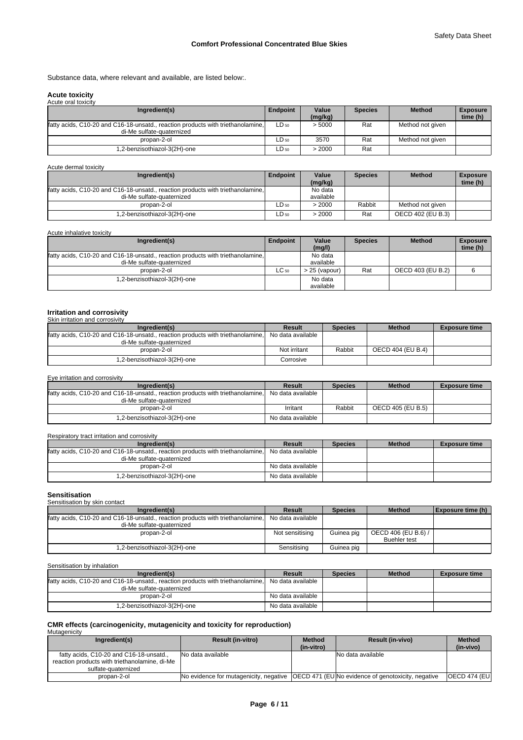Substance data, where relevant and available, are listed below:.

**Acute toxicity**

Acute oral toxicity

| Ingredient(s) | Endpoint | Value (mg/kg) | Species | Method | Exposure time (h) |
|---|---|---|---|---|---|
| fatty acids, C10-20 and C16-18-unsatd., reaction products with triethanolamine, di-Me sulfate-quaternized | $LD_{50}$ | > 5000 | Rat | Method not given | |
| propan-2-ol | $LD_{50}$ | 3570 | Rat | Method not given | |
| 1,2-benzisothiazol-3(2H)-one | $LD_{50}$ | > 2000 | Rat | | |

Acute dermal toxicity

| Ingredient(s) | Endpoint | Value (mg/kg) | Species | Method | Exposure time (h) |
|---|---|---|---|---|---|
| fatty acids, C10-20 and C16-18-unsatd., reaction products with triethanolamine, di-Me sulfate-quaternized | | No data available | | | |
| propan-2-ol | $LD_{50}$ | > 2000 | Rabbit | Method not given | |
| 1,2-benzisothiazol-3(2H)-one | $LD_{50}$ | > 2000 | Rat | OECD 402 (EU B.3) | |

Acute inhalative toxicity

| Ingredient(s) | Endpoint | Value (mg/l) | Species | Method | Exposure time (h) |
|---|---|---|---|---|---|
| fatty acids, C10-20 and C16-18-unsatd., reaction products with triethanolamine, di-Me sulfate-quaternized | | No data available | | | |
| propan-2-ol | $LC_{50}$ | > 25 (vapour) | Rat | OECD 403 (EU B.2) | 6 |
| 1,2-benzisothiazol-3(2H)-one | | No data available | | | |

**Irritation and corrosivity**

Skin irritation and corrosivity

| Ingredient(s) | Result | Species | Method | Exposure time |
|---|---|---|---|---|
| fatty acids, C10-20 and C16-18-unsatd., reaction products with triethanolamine, di-Me sulfate-quaternized | No data available | | | |
| propan-2-ol | Not irritant | Rabbit | OECD 404 (EU B.4) | |
| 1,2-benzisothiazol-3(2H)-one | Corrosive | | | |

Eye irritation and corrosivity

| Ingredient(s) | Result | Species | Method | Exposure time |
|---|---|---|---|---|
| fatty acids, C10-20 and C16-18-unsatd., reaction products with triethanolamine, di-Me sulfate-quaternized | No data available | | | |
| propan-2-ol | Irritant | Rabbit | OECD 405 (EU B.5) | |
| 1,2-benzisothiazol-3(2H)-one | No data available | | | |

Respiratory tract irritation and corrosivity

| Ingredient(s) | Result | Species | Method | Exposure time |
|---|---|---|---|---|
| fatty acids, C10-20 and C16-18-unsatd., reaction products with triethanolamine, di-Me sulfate-quaternized | No data available | | | |
| propan-2-ol | No data available | | | |
| 1,2-benzisothiazol-3(2H)-one | No data available | | | |

**Sensitisation**

Sensitisation by skin contact

| Ingredient(s) | Result | Species | Method | Exposure time (h) |
|---|---|---|---|---|
| fatty acids, C10-20 and C16-18-unsatd., reaction products with triethanolamine, di-Me sulfate-quaternized | No data available | | | |
| propan-2-ol | Not sensitising | Guinea pig | OECD 406 (EU B.6) / Buehler test | |
| 1,2-benzisothiazol-3(2H)-one | Sensitising | Guinea pig | | |

Sensitisation by inhalation

| Ingredient(s) | Result | Species | Method | Exposure time |
|---|---|---|---|---|
| fatty acids, C10-20 and C16-18-unsatd., reaction products with triethanolamine, di-Me sulfate-quaternized | No data available | | | |
| propan-2-ol | No data available | | | |
| 1,2-benzisothiazol-3(2H)-one | No data available | | | |

**CMR effects (carcinogenicity, mutagenicity and toxicity for reproduction)**

Mutagenicity

| Ingredient(s) | Result (in-vitro) | Method (in-vitro) | Result (in-vivo) | Method (in-vivo) |
|---|---|---|---|---|
| fatty acids, C10-20 and C16-18-unsatd., reaction products with triethanolamine, di-Me sulfate-quaternized | No data available | | No data available | |
| propan-2-ol | No evidence for mutagenicity, negative | OECD 471 (EU | No evidence of genotoxicity, negative | OECD 474 (EU |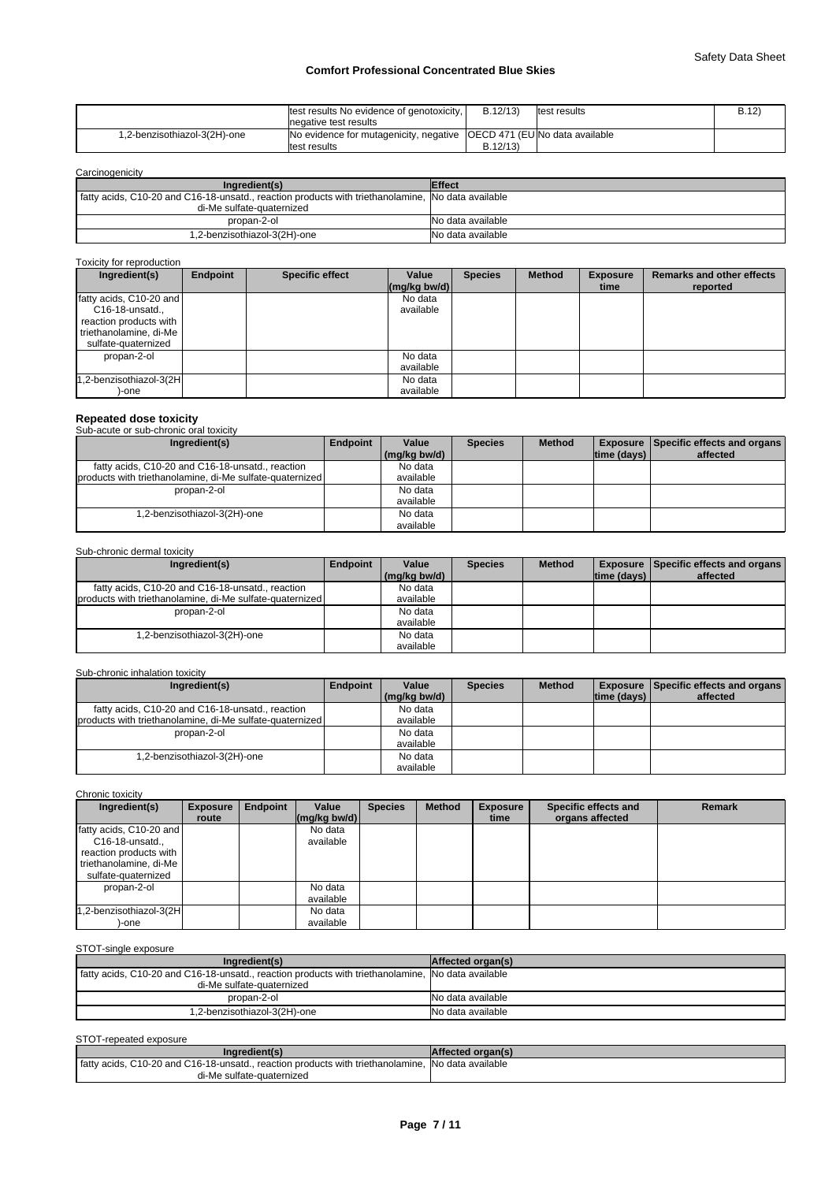| | test results No evidence of genotoxicity, negative test results | B.12/13) | test results | B.12) |
|---|---|---|---|---|
| 1,2-benzisothiazol-3(2H)-one | No evidence for mutagenicity, negative test results | OECD 471 (EU B.12/13) | No data available | |

Carcinogenicity

| Ingredient(s) | Effect |
|---|---|
| fatty acids, C10-20 and C16-18-unsatd., reaction products with triethanolamine, di-Me sulfate-quaternized | No data available |
| propan-2-ol | No data available |
| 1,2-benzisothiazol-3(2H)-one | No data available |

Toxicity for reproduction

| Ingredient(s) | Endpoint | Specific effect | Value (mg/kg bw/d) | Species | Method | Exposure time | Remarks and other effects reported |
|---|---|---|---|---|---|---|---|
| fatty acids, C10-20 and C16-18-unsatd., reaction products with triethanolamine, di-Me sulfate-quaternized | | | No data available | | | | |
| propan-2-ol | | | No data available | | | | |
| 1,2-benzisothiazol-3(2H)-one | | | No data available | | | | |

## Repeated dose toxicity

Sub-acute or sub-chronic oral toxicity

| Ingredient(s) | Endpoint | Value (mg/kg bw/d) | Species | Method | Exposure time (days) | Specific effects and organs affected |
|---|---|---|---|---|---|---|
| fatty acids, C10-20 and C16-18-unsatd., reaction products with triethanolamine, di-Me sulfate-quaternized | | No data available | | | | |
| propan-2-ol | | No data available | | | | |
| 1,2-benzisothiazol-3(2H)-one | | No data available | | | | |

Sub-chronic dermal toxicity

| Ingredient(s) | Endpoint | Value (mg/kg bw/d) | Species | Method | Exposure time (days) | Specific effects and organs affected |
|---|---|---|---|---|---|---|
| fatty acids, C10-20 and C16-18-unsatd., reaction products with triethanolamine, di-Me sulfate-quaternized | | No data available | | | | |
| propan-2-ol | | No data available | | | | |
| 1,2-benzisothiazol-3(2H)-one | | No data available | | | | |

Sub-chronic inhalation toxicity

| Ingredient(s) | Endpoint | Value (mg/kg bw/d) | Species | Method | Exposure time (days) | Specific effects and organs affected |
|---|---|---|---|---|---|---|
| fatty acids, C10-20 and C16-18-unsatd., reaction products with triethanolamine, di-Me sulfate-quaternized | | No data available | | | | |
| propan-2-ol | | No data available | | | | |
| 1,2-benzisothiazol-3(2H)-one | | No data available | | | | |

Chronic toxicity

| Ingredient(s) | Exposure route | Endpoint | Value (mg/kg bw/d) | Species | Method | Exposure time | Specific effects and organs affected | Remark |
|---|---|---|---|---|---|---|---|---|
| fatty acids, C10-20 and C16-18-unsatd., reaction products with triethanolamine, di-Me sulfate-quaternized | | | No data available | | | | | |
| propan-2-ol | | | No data available | | | | | |
| 1,2-benzisothiazol-3(2H)-one | | | No data available | | | | | |

STOT-single exposure

| Ingredient(s) | Affected organ(s) |
|---|---|
| fatty acids, C10-20 and C16-18-unsatd., reaction products with triethanolamine, di-Me sulfate-quaternized | No data available |
| propan-2-ol | No data available |
| 1,2-benzisothiazol-3(2H)-one | No data available |

STOT-repeated exposure

| Ingredient(s) | Affected organ(s) |
|---|---|
| fatty acids, C10-20 and C16-18-unsatd., reaction products with triethanolamine, di-Me sulfate-quaternized | No data available |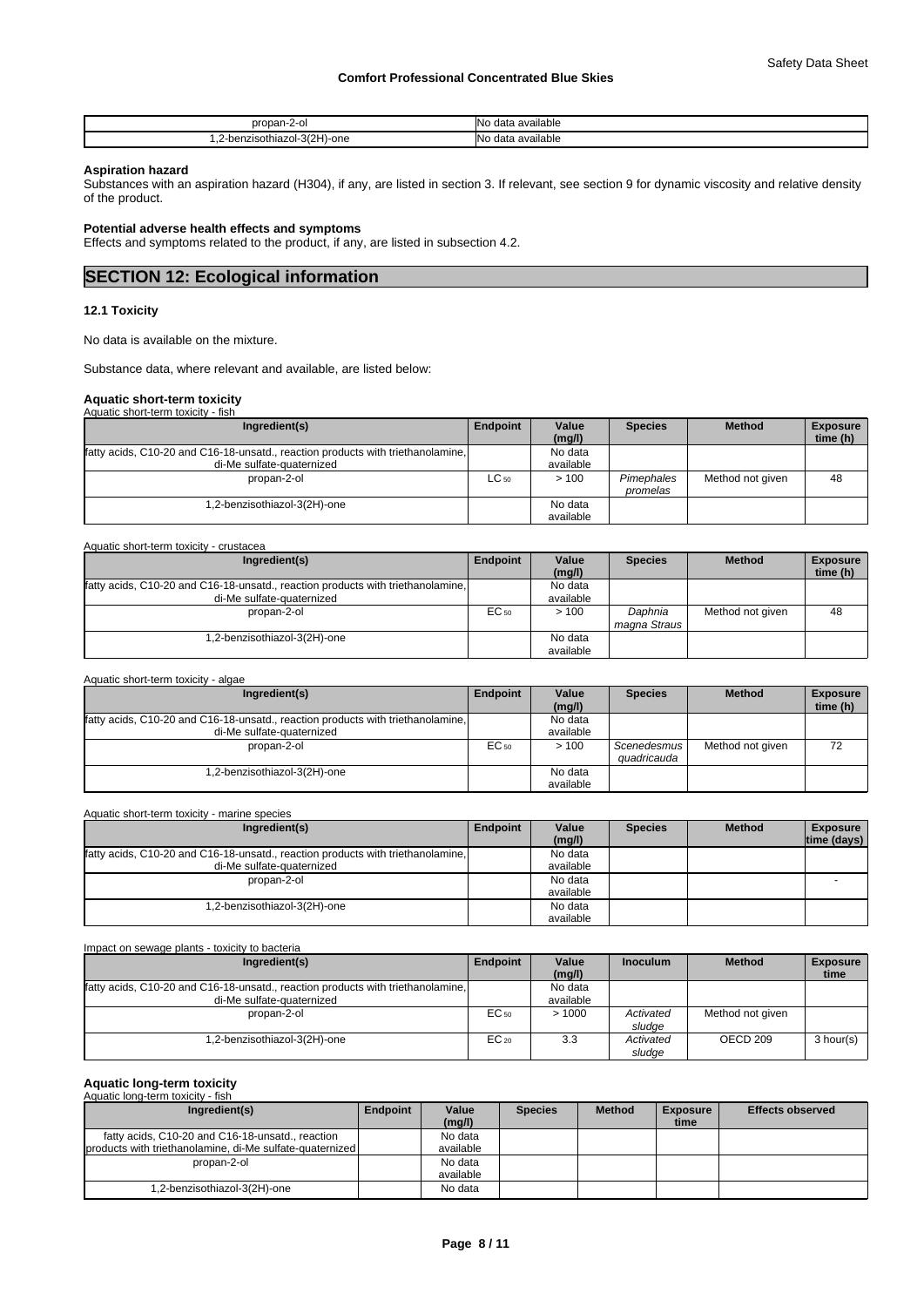| propan-2-ol | No data available |
| --- | --- |
| 1,2-benzisothiazol-3(2H)-one | No data available |

**Aspiration hazard**
Substances with an aspiration hazard (H304), if any, are listed in section 3. If relevant, see section 9 for dynamic viscosity and relative density of the product.

**Potential adverse health effects and symptoms**
Effects and symptoms related to the product, if any, are listed in subsection 4.2.

## SECTION 12: Ecological information

### 12.1 Toxicity

No data is available on the mixture.

Substance data, where relevant and available, are listed below:

**Aquatic short-term toxicity**

Aquatic short-term toxicity - fish

| Ingredient(s) | Endpoint | Value (mg/l) | Species | Method | Exposure time (h) |
| --- | --- | --- | --- | --- | --- |
| fatty acids, C10-20 and C16-18-unsatd., reaction products with triethanolamine, di-Me sulfate-quaternized | | No data available | | | |
| propan-2-ol | $LC_{50}$ | > 100 | *Pimephales promelas* | Method not given | 48 |
| 1,2-benzisothiazol-3(2H)-one | | No data available | | | |

Aquatic short-term toxicity - crustacea

| Ingredient(s) | Endpoint | Value (mg/l) | Species | Method | Exposure time (h) |
| --- | --- | --- | --- | --- | --- |
| fatty acids, C10-20 and C16-18-unsatd., reaction products with triethanolamine, di-Me sulfate-quaternized | | No data available | | | |
| propan-2-ol | $EC_{50}$ | > 100 | *Daphnia magna Straus* | Method not given | 48 |
| 1,2-benzisothiazol-3(2H)-one | | No data available | | | |

Aquatic short-term toxicity - algae

| Ingredient(s) | Endpoint | Value (mg/l) | Species | Method | Exposure time (h) |
| --- | --- | --- | --- | --- | --- |
| fatty acids, C10-20 and C16-18-unsatd., reaction products with triethanolamine, di-Me sulfate-quaternized | | No data available | | | |
| propan-2-ol | $EC_{50}$ | > 100 | *Scenedesmus quadricauda* | Method not given | 72 |
| 1,2-benzisothiazol-3(2H)-one | | No data available | | | |

Aquatic short-term toxicity - marine species

| Ingredient(s) | Endpoint | Value (mg/l) | Species | Method | Exposure time (days) |
| --- | --- | --- | --- | --- | --- |
| fatty acids, C10-20 and C16-18-unsatd., reaction products with triethanolamine, di-Me sulfate-quaternized | | No data available | | | |
| propan-2-ol | | No data available | | | - |
| 1,2-benzisothiazol-3(2H)-one | | No data available | | | |

Impact on sewage plants - toxicity to bacteria

| Ingredient(s) | Endpoint | Value (mg/l) | Inoculum | Method | Exposure time |
| --- | --- | --- | --- | --- | --- |
| fatty acids, C10-20 and C16-18-unsatd., reaction products with triethanolamine, di-Me sulfate-quaternized | | No data available | | | |
| propan-2-ol | $EC_{50}$ | > 1000 | *Activated sludge* | Method not given | |
| 1,2-benzisothiazol-3(2H)-one | $EC_{20}$ | 3.3 | *Activated sludge* | OECD 209 | 3 hour(s) |

**Aquatic long-term toxicity**

Aquatic long-term toxicity - fish

| Ingredient(s) | Endpoint | Value (mg/l) | Species | Method | Exposure time | Effects observed |
| --- | --- | --- | --- | --- | --- | --- |
| fatty acids, C10-20 and C16-18-unsatd., reaction products with triethanolamine, di-Me sulfate-quaternized | | No data available | | | | |
| propan-2-ol | | No data available | | | | |
| 1,2-benzisothiazol-3(2H)-one | | No data | | | | |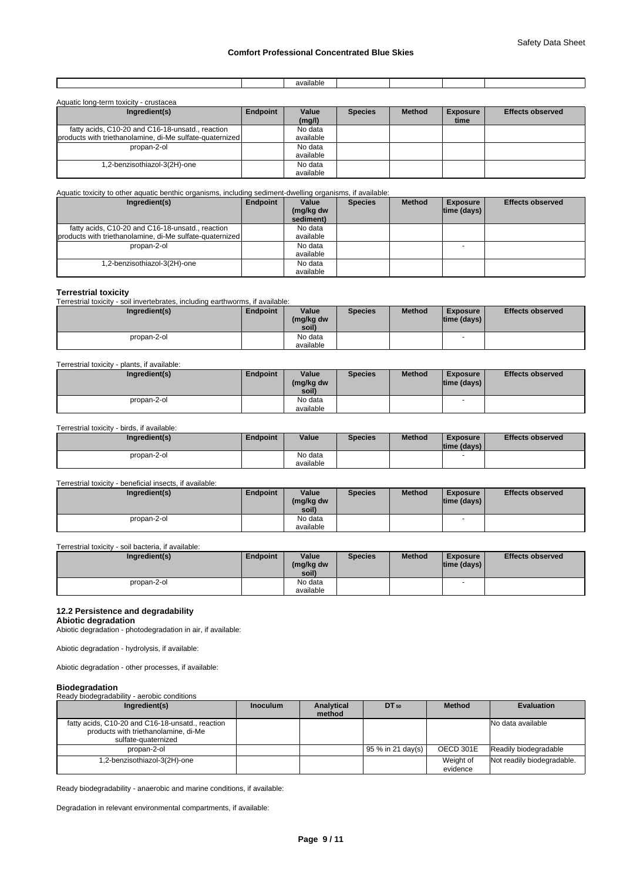| | | available | | | | |
|---|---|---|---|---|---|---|

Aquatic long-term toxicity - crustacea

| Ingredient(s) | Endpoint | Value (mg/l) | Species | Method | Exposure time | Effects observed |
|---|---|---|---|---|---|---|
| fatty acids, C10-20 and C16-18-unsatd., reaction products with triethanolamine, di-Me sulfate-quaternized | | No data available | | | | |
| propan-2-ol | | No data available | | | | |
| 1,2-benzisothiazol-3(2H)-one | | No data available | | | | |

Aquatic toxicity to other aquatic benthic organisms, including sediment-dwelling organisms, if available:

| Ingredient(s) | Endpoint | Value (mg/kg dw sediment) | Species | Method | Exposure time (days) | Effects observed |
|---|---|---|---|---|---|---|
| fatty acids, C10-20 and C16-18-unsatd., reaction products with triethanolamine, di-Me sulfate-quaternized | | No data available | | | | |
| propan-2-ol | | No data available | | | - | |
| 1,2-benzisothiazol-3(2H)-one | | No data available | | | | |

**Terrestrial toxicity**

Terrestrial toxicity - soil invertebrates, including earthworms, if available:

| Ingredient(s) | Endpoint | Value (mg/kg dw soil) | Species | Method | Exposure time (days) | Effects observed |
|---|---|---|---|---|---|---|
| propan-2-ol | | No data available | | | - | |

Terrestrial toxicity - plants, if available:

| Ingredient(s) | Endpoint | Value (mg/kg dw soil) | Species | Method | Exposure time (days) | Effects observed |
|---|---|---|---|---|---|---|
| propan-2-ol | | No data available | | | - | |

Terrestrial toxicity - birds, if available:

| Ingredient(s) | Endpoint | Value | Species | Method | Exposure time (days) | Effects observed |
|---|---|---|---|---|---|---|
| propan-2-ol | | No data available | | | - | |

Terrestrial toxicity - beneficial insects, if available:

| Ingredient(s) | Endpoint | Value (mg/kg dw soil) | Species | Method | Exposure time (days) | Effects observed |
|---|---|---|---|---|---|---|
| propan-2-ol | | No data available | | | - | |

Terrestrial toxicity - soil bacteria, if available:

| Ingredient(s) | Endpoint | Value (mg/kg dw soil) | Species | Method | Exposure time (days) | Effects observed |
|---|---|---|---|---|---|---|
| propan-2-ol | | No data available | | | - | |

### 12.2 Persistence and degradability

**Abiotic degradation**

Abiotic degradation - photodegradation in air, if available:

Abiotic degradation - hydrolysis, if available:

Abiotic degradation - other processes, if available:

**Biodegradation**

Ready biodegradability - aerobic conditions

| Ingredient(s) | Inoculum | Analytical method | $DT_{50}$ | Method | Evaluation |
|---|---|---|---|---|---|
| fatty acids, C10-20 and C16-18-unsatd., reaction products with triethanolamine, di-Me sulfate-quaternized | | | | | No data available |
| propan-2-ol | | | 95 % in 21 day(s) | OECD 301E | Readily biodegradable |
| 1,2-benzisothiazol-3(2H)-one | | | | Weight of evidence | Not readily biodegradable. |

Ready biodegradability - anaerobic and marine conditions, if available:

Degradation in relevant environmental compartments, if available: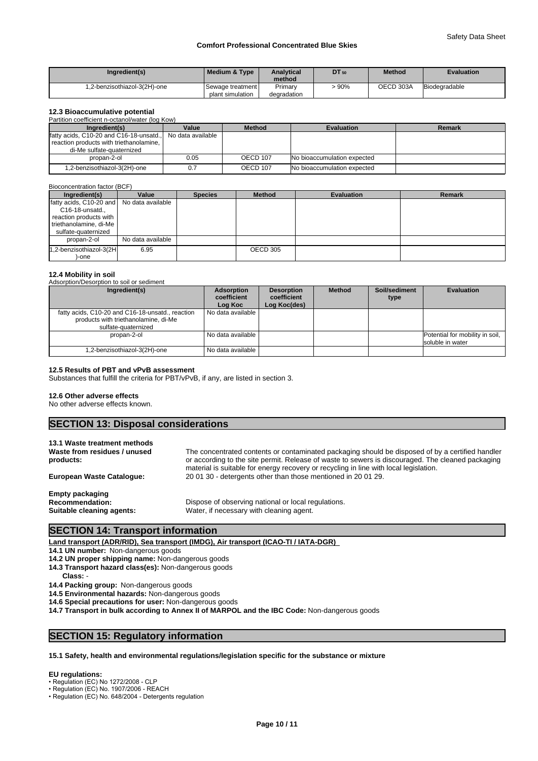| Ingredient(s) | Medium & Type | Analytical method | $DT_{50}$ | Method | Evaluation |
|---|---|---|---|---|---|
| 1,2-benzisothiazol-3(2H)-one | Sewage treatment plant simulation | Primary degradation | > 90% | OECD 303A | Biodegradable |

### 12.3 Bioaccumulative potential

Partition coefficient n-octanol/water (log Kow)

| Ingredient(s) | Value | Method | Evaluation | Remark |
|---|---|---|---|---|
| fatty acids, C10-20 and C16-18-unsatd., reaction products with triethanolamine, di-Me sulfate-quaternized | No data available | | | |
| propan-2-ol | 0.05 | OECD 107 | No bioaccumulation expected | |
| 1,2-benzisothiazol-3(2H)-one | 0.7 | OECD 107 | No bioaccumulation expected | |

Bioconcentration factor (BCF)

| Ingredient(s) | Value | Species | Method | Evaluation | Remark |
|---|---|---|---|---|---|
| fatty acids, C10-20 and C16-18-unsatd., reaction products with triethanolamine, di-Me sulfate-quaternized | No data available | | | | |
| propan-2-ol | No data available | | | | |
| 1,2-benzisothiazol-3(2H)-one | 6.95 | | OECD 305 | | |

### 12.4 Mobility in soil

Adsorption/Desorption to soil or sediment

| Ingredient(s) | Adsorption coefficient Log Koc | Desorption coefficient Log Koc(des) | Method | Soil/sediment type | Evaluation |
|---|---|---|---|---|---|
| fatty acids, C10-20 and C16-18-unsatd., reaction products with triethanolamine, di-Me sulfate-quaternized | No data available | | | | |
| propan-2-ol | No data available | | | | Potential for mobility in soil, soluble in water |
| 1,2-benzisothiazol-3(2H)-one | No data available | | | | |

### 12.5 Results of PBT and vPvB assessment

Substances that fulfill the criteria for PBT/vPvB, if any, are listed in section 3.

### 12.6 Other adverse effects

No other adverse effects known.

## SECTION 13: Disposal considerations

### 13.1 Waste treatment methods

**Waste from residues / unused products:** The concentrated contents or contaminated packaging should be disposed of by a certified handler or according to the site permit. Release of waste to sewers is discouraged. The cleaned packaging material is suitable for energy recovery or recycling in line with local legislation.

**European Waste Catalogue:** 20 01 30 - detergents other than those mentioned in 20 01 29.

**Empty packaging**

**Recommendation:** Dispose of observing national or local regulations.

**Suitable cleaning agents:** Water, if necessary with cleaning agent.

## SECTION 14: Transport information

**Land transport (ADR/RID), Sea transport (IMDG), Air transport (ICAO-TI / IATA-DGR)**

**14.1 UN number:** Non-dangerous goods

**14.2 UN proper shipping name:** Non-dangerous goods

**14.3 Transport hazard class(es):** Non-dangerous goods

**Class:** -

**14.4 Packing group:** Non-dangerous goods

**14.5 Environmental hazards:** Non-dangerous goods

**14.6 Special precautions for user:** Non-dangerous goods

**14.7 Transport in bulk according to Annex II of MARPOL and the IBC Code:** Non-dangerous goods

## SECTION 15: Regulatory information

**15.1 Safety, health and environmental regulations/legislation specific for the substance or mixture**

**EU regulations:**

- Regulation (EC) No 1272/2008 - CLP
- Regulation (EC) No. 1907/2006 - REACH
- Regulation (EC) No. 648/2004 - Detergents regulation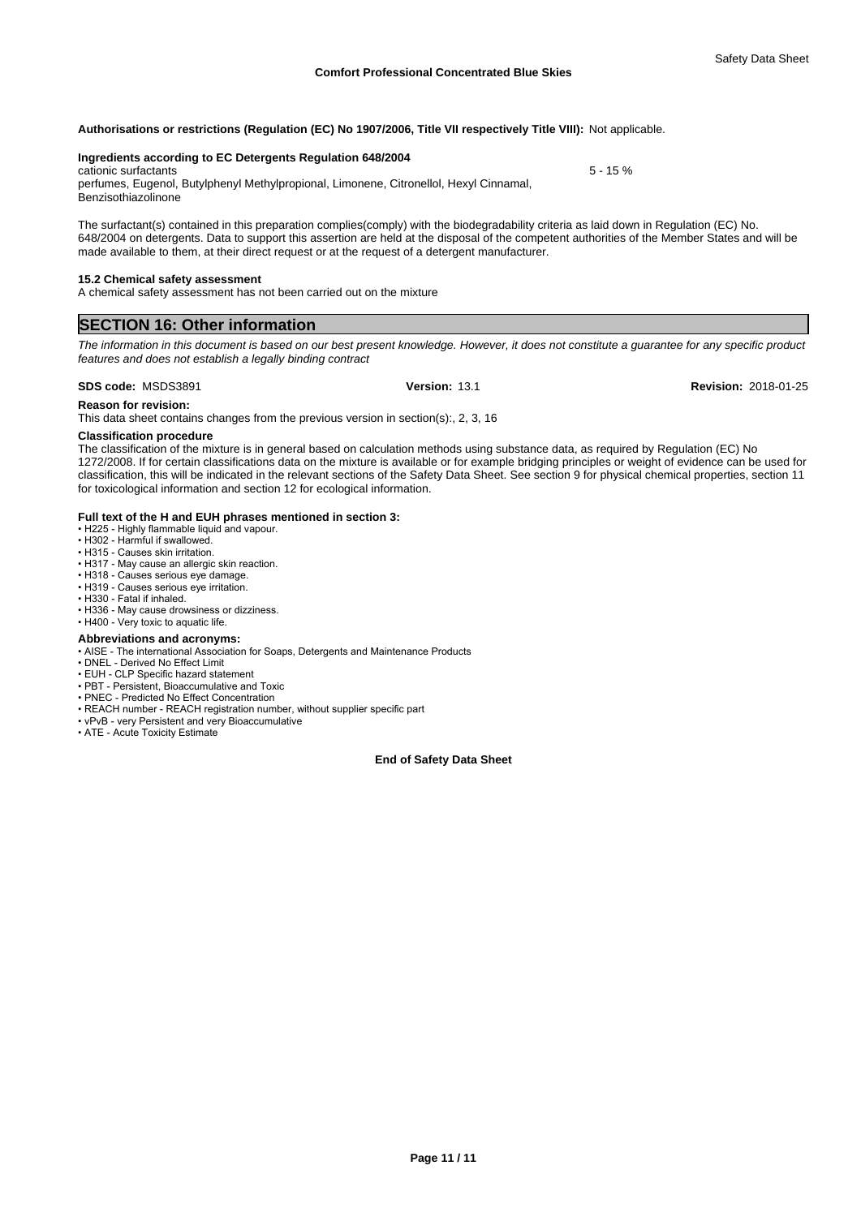**Authorisations or restrictions (Regulation (EC) No 1907/2006, Title VII respectively Title VIII):** Not applicable.

**Ingredients according to EC Detergents Regulation 648/2004**

| | |
|---|---|
| cationic surfactants | 5 - 15 % |
| perfumes, Eugenol, Butylphenyl Methylpropional, Limonene, Citronellol, Hexyl Cinnamal, Benzisothiazolinone | |

The surfactant(s) contained in this preparation complies(comply) with the biodegradability criteria as laid down in Regulation (EC) No. 648/2004 on detergents. Data to support this assertion are held at the disposal of the competent authorities of the Member States and will be made available to them, at their direct request or at the request of a detergent manufacturer.

**15.2 Chemical safety assessment**

A chemical safety assessment has not been carried out on the mixture

## SECTION 16: Other information

*The information in this document is based on our best present knowledge. However, it does not constitute a guarantee for any specific product features and does not establish a legally binding contract*

**SDS code:** MSDS3891 **Version:** 13.1 **Revision:** 2018-01-25

**Reason for revision:**

This data sheet contains changes from the previous version in section(s):, 2, 3, 16

**Classification procedure**

The classification of the mixture is in general based on calculation methods using substance data, as required by Regulation (EC) No 1272/2008. If for certain classifications data on the mixture is available or for example bridging principles or weight of evidence can be used for classification, this will be indicated in the relevant sections of the Safety Data Sheet. See section 9 for physical chemical properties, section 11 for toxicological information and section 12 for ecological information.

**Full text of the H and EUH phrases mentioned in section 3:**

- H225 - Highly flammable liquid and vapour.
- H302 - Harmful if swallowed.
- H315 - Causes skin irritation.
- H317 - May cause an allergic skin reaction.
- H318 - Causes serious eye damage.
- H319 - Causes serious eye irritation.
- H330 - Fatal if inhaled.
- H336 - May cause drowsiness or dizziness.
- H400 - Very toxic to aquatic life.

**Abbreviations and acronyms:**

- AISE - The international Association for Soaps, Detergents and Maintenance Products
- DNEL - Derived No Effect Limit
- EUH - CLP Specific hazard statement
- PBT - Persistent, Bioaccumulative and Toxic
- PNEC - Predicted No Effect Concentration
- REACH number - REACH registration number, without supplier specific part
- vPvB - very Persistent and very Bioaccumulative
- ATE - Acute Toxicity Estimate

**End of Safety Data Sheet**